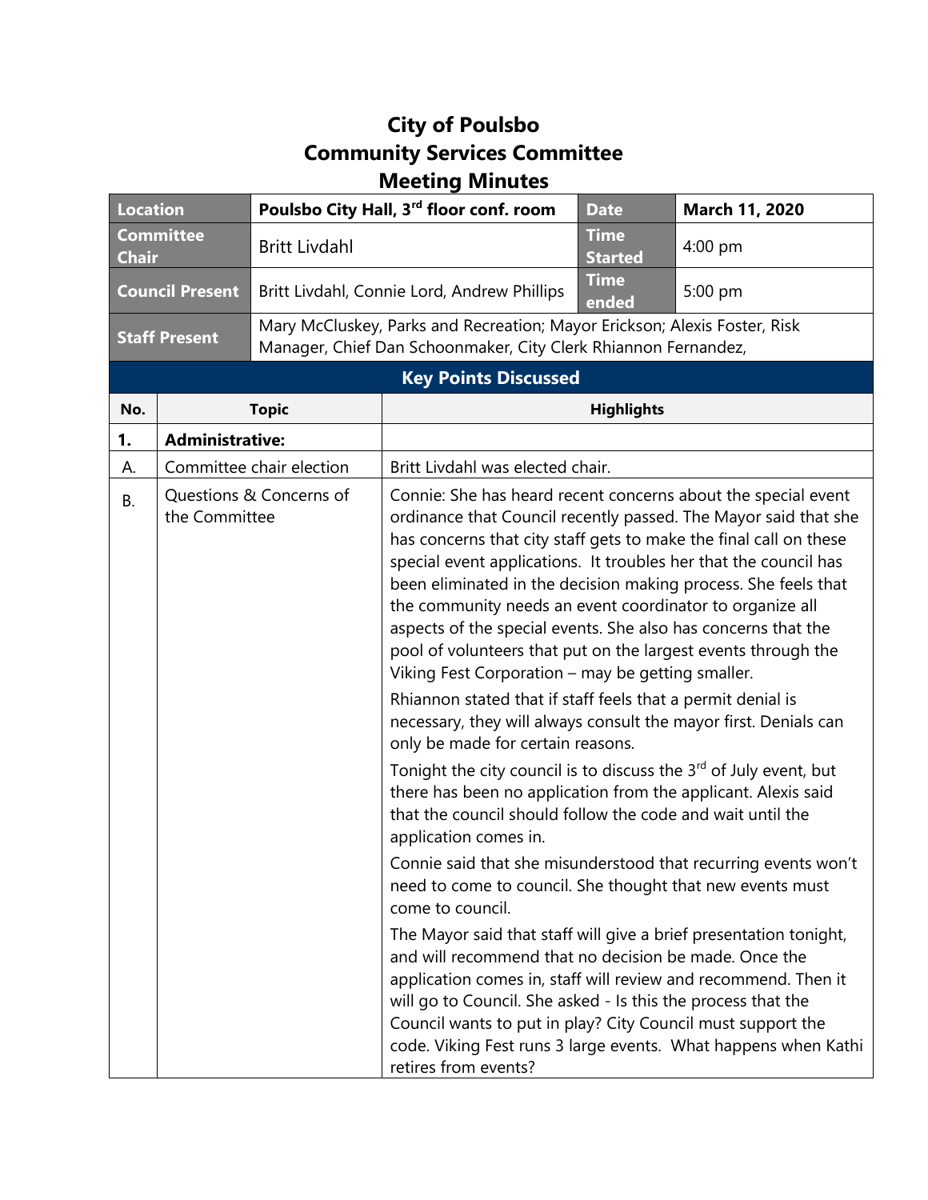# City of Poulsbo
# Community Services Committee
# Meeting Minutes

| | | | |
|---|---|---|---|
| **Location** | **Poulsbo City Hall, 3rd floor conf. room** | **Date** | **March 11, 2020** |
| **Committee Chair** | Britt Livdahl | **Time Started** | 4:00 pm |
| **Council Present** | Britt Livdahl, Connie Lord, Andrew Phillips | **Time ended** | 5:00 pm |
| **Staff Present** | Mary McCluskey, Parks and Recreation; Mayor Erickson; Alexis Foster, Risk Manager, Chief Dan Schoonmaker, City Clerk Rhiannon Fernandez, | | |

## Key Points Discussed

| No. | Topic | Highlights |
|---|---|---|
| **1.** | **Administrative:** | |
| A. | Committee chair election | Britt Livdahl was elected chair. |
| B. | Questions & Concerns of the Committee | Connie: She has heard recent concerns about the special event ordinance that Council recently passed. The Mayor said that she has concerns that city staff gets to make the final call on these special event applications. It troubles her that the council has been eliminated in the decision making process. She feels that the community needs an event coordinator to organize all aspects of the special events. She also has concerns that the pool of volunteers that put on the largest events through the Viking Fest Corporation – may be getting smaller.<br><br>Rhiannon stated that if staff feels that a permit denial is necessary, they will always consult the mayor first. Denials can only be made for certain reasons.<br><br>Tonight the city council is to discuss the 3rd of July event, but there has been no application from the applicant. Alexis said that the council should follow the code and wait until the application comes in.<br><br>Connie said that she misunderstood that recurring events won't need to come to council. She thought that new events must come to council.<br><br>The Mayor said that staff will give a brief presentation tonight, and will recommend that no decision be made. Once the application comes in, staff will review and recommend. Then it will go to Council. She asked - Is this the process that the Council wants to put in play? City Council must support the code. Viking Fest runs 3 large events. What happens when Kathi retires from events? |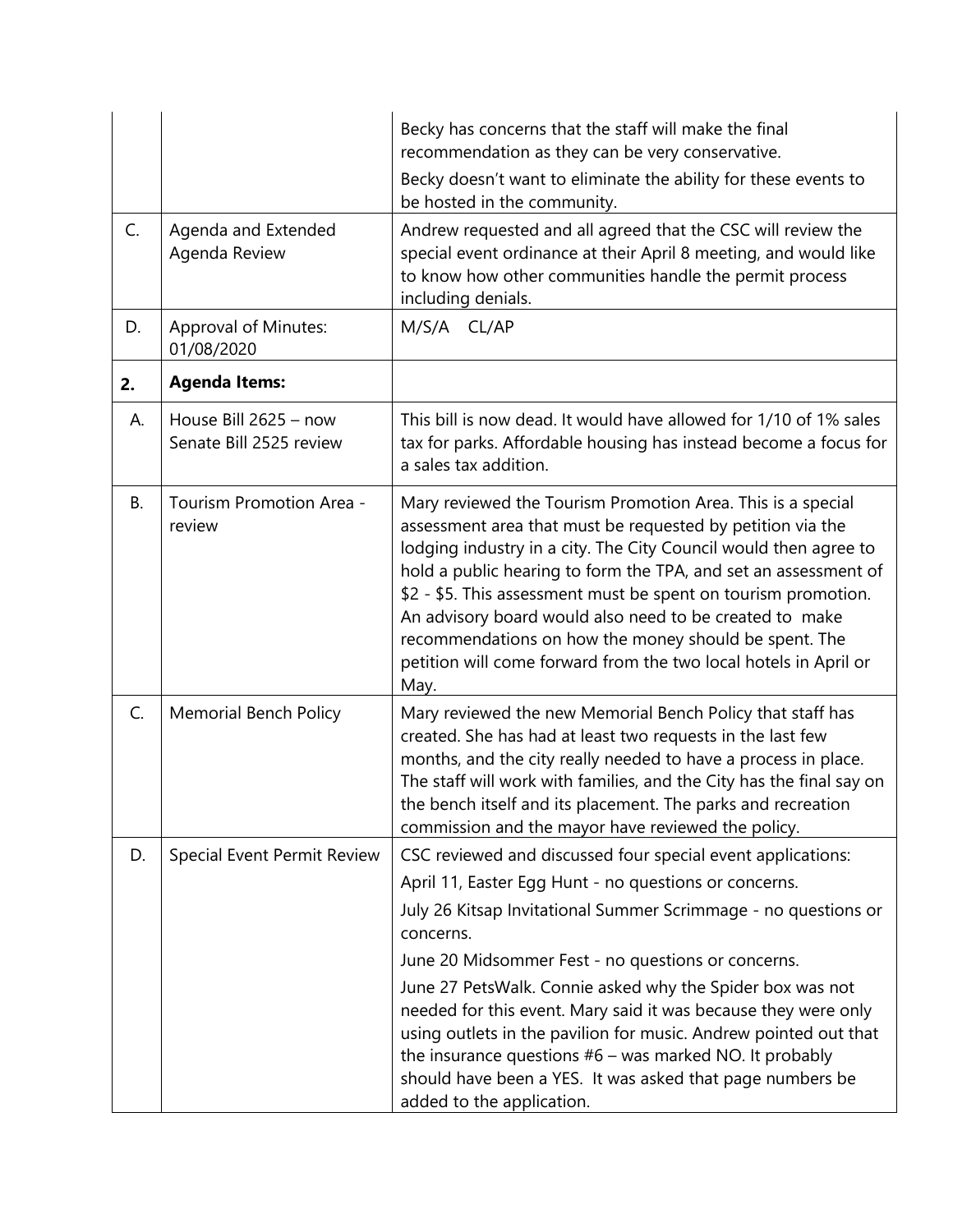| | | |
|---|---|---|
| | | Becky has concerns that the staff will make the final recommendation as they can be very conservative.<br>Becky doesn't want to eliminate the ability for these events to be hosted in the community. |
| C. | Agenda and Extended Agenda Review | Andrew requested and all agreed that the CSC will review the special event ordinance at their April 8 meeting, and would like to know how other communities handle the permit process including denials. |
| D. | Approval of Minutes: 01/08/2020 | M/S/A CL/AP |
| **2.** | **Agenda Items:** | |
| A. | House Bill 2625 – now Senate Bill 2525 review | This bill is now dead. It would have allowed for 1/10 of 1% sales tax for parks. Affordable housing has instead become a focus for a sales tax addition. |
| B. | Tourism Promotion Area - review | Mary reviewed the Tourism Promotion Area. This is a special assessment area that must be requested by petition via the lodging industry in a city. The City Council would then agree to hold a public hearing to form the TPA, and set an assessment of \$2 - \$5. This assessment must be spent on tourism promotion. An advisory board would also need to be created to make recommendations on how the money should be spent. The petition will come forward from the two local hotels in April or May. |
| C. | Memorial Bench Policy | Mary reviewed the new Memorial Bench Policy that staff has created. She has had at least two requests in the last few months, and the city really needed to have a process in place. The staff will work with families, and the City has the final say on the bench itself and its placement. The parks and recreation commission and the mayor have reviewed the policy. |
| D. | Special Event Permit Review | CSC reviewed and discussed four special event applications:<br>April 11, Easter Egg Hunt - no questions or concerns.<br>July 26 Kitsap Invitational Summer Scrimmage - no questions or concerns.<br>June 20 Midsommer Fest - no questions or concerns.<br>June 27 PetsWalk. Connie asked why the Spider box was not needed for this event. Mary said it was because they were only using outlets in the pavilion for music. Andrew pointed out that the insurance questions #6 – was marked NO. It probably should have been a YES. It was asked that page numbers be added to the application. |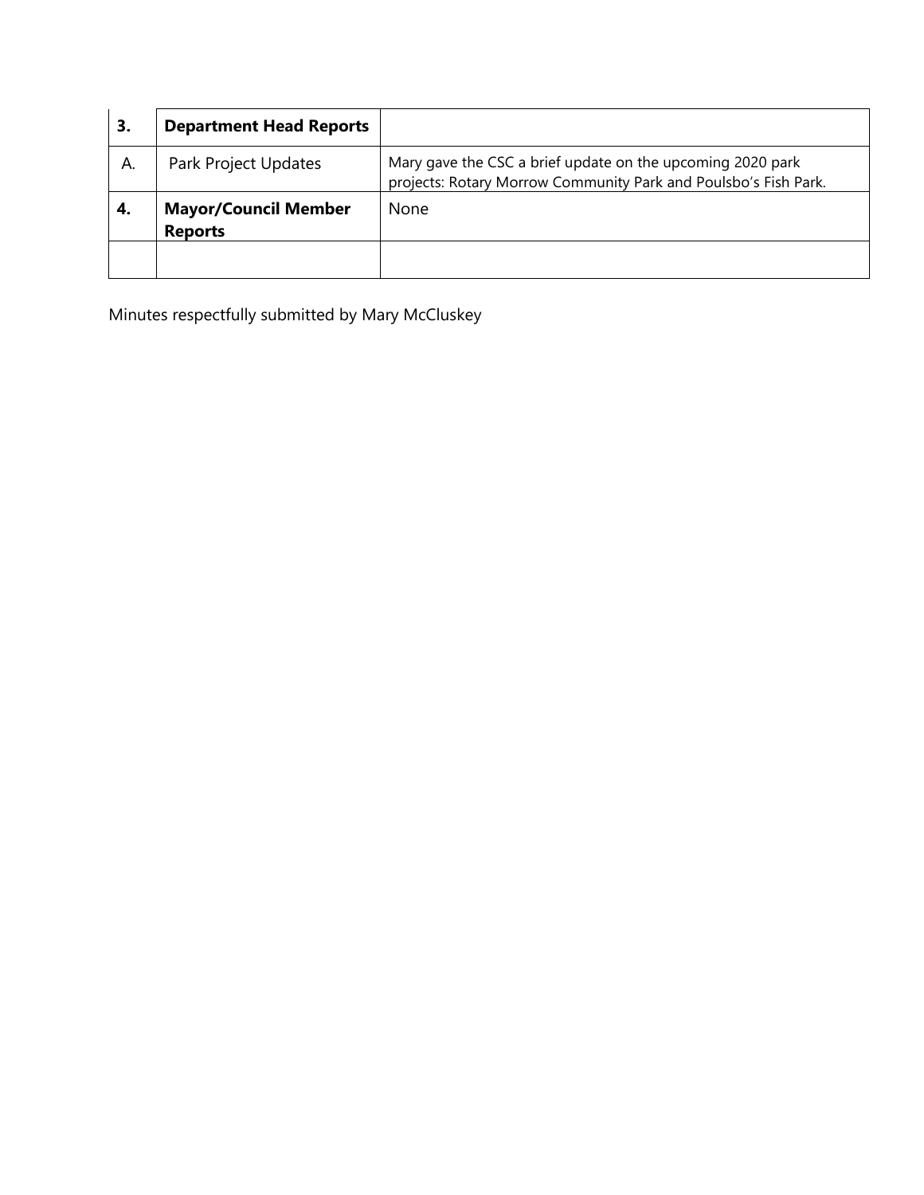| | | |
|---|---|---|
| **3.** | **Department Head Reports** | |
| A. | Park Project Updates | Mary gave the CSC a brief update on the upcoming 2020 park projects: Rotary Morrow Community Park and Poulsbo's Fish Park. |
| **4.** | **Mayor/Council Member Reports** | None |
| | | |

Minutes respectfully submitted by Mary McCluskey